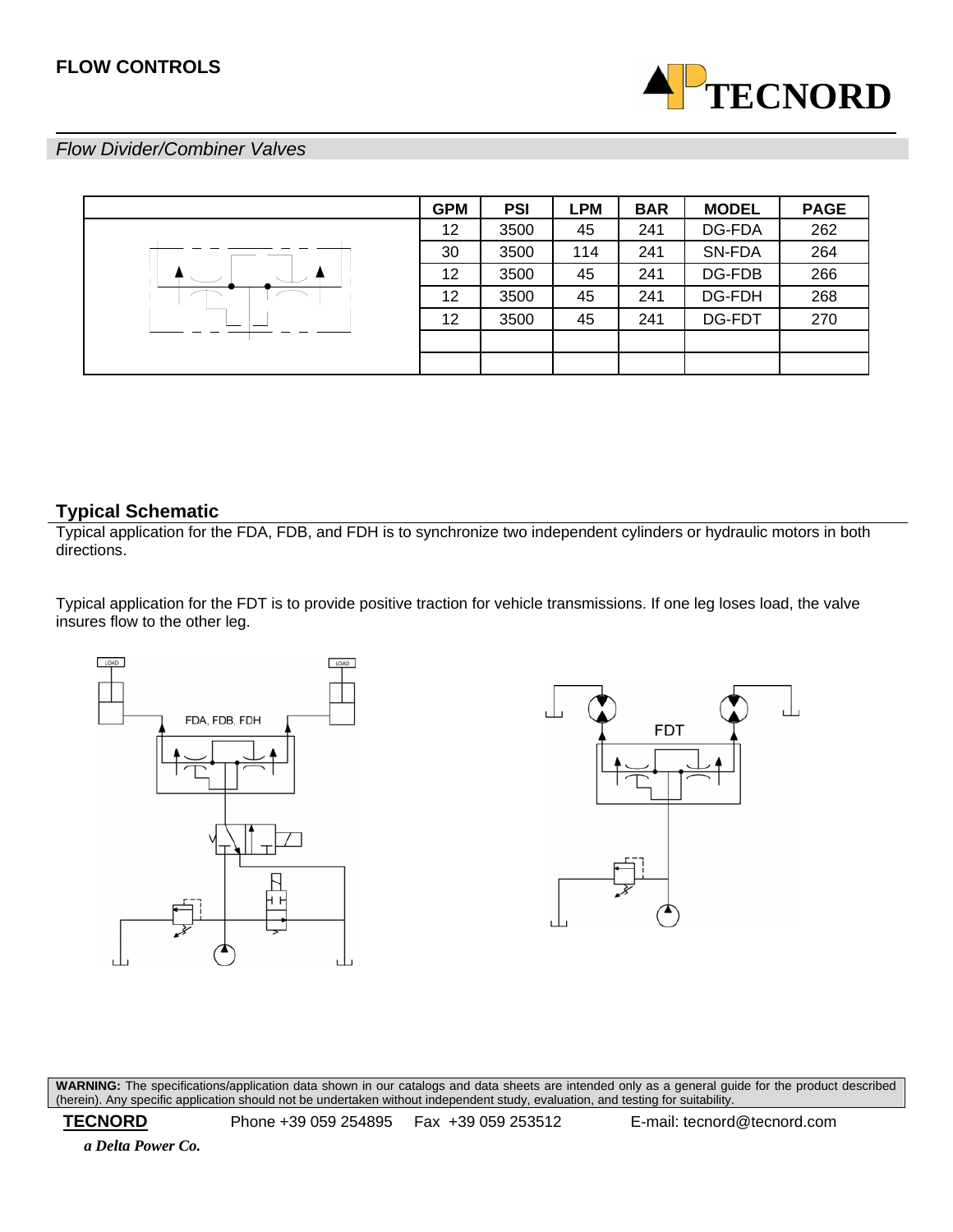## FLOW CONTROLS

*Flow Divider/Combiner Valves*

| | GPM | PSI | LPM | BAR | MODEL | PAGE |
|---|---|---|---|---|---|---|
| | 12 | 3500 | 45 | 241 | DG-FDA | 262 |
| | 30 | 3500 | 114 | 241 | SN-FDA | 264 |
| | 12 | 3500 | 45 | 241 | DG-FDB | 266 |
| | 12 | 3500 | 45 | 241 | DG-FDH | 268 |
| | 12 | 3500 | 45 | 241 | DG-FDT | 270 |
| | | | | | | |
| | | | | | | |

### Typical Schematic

Typical application for the FDA, FDB, and FDH is to synchronize two independent cylinders or hydraulic motors in both directions.

Typical application for the FDT is to provide positive traction for vehicle transmissions. If one leg loses load, the valve insures flow to the other leg.

LOAD LOAD FDA, FDB, FDH

FDT

**WARNING:** The specifications/application data shown in our catalogs and data sheets are intended only as a general guide for the product described (herein). Any specific application should not be undertaken without independent study, evaluation, and testing for suitability.

**TECNORD** Phone +39 059 254895 Fax +39 059 253512 E-mail: tecnord@tecnord.com

*a Delta Power Co.*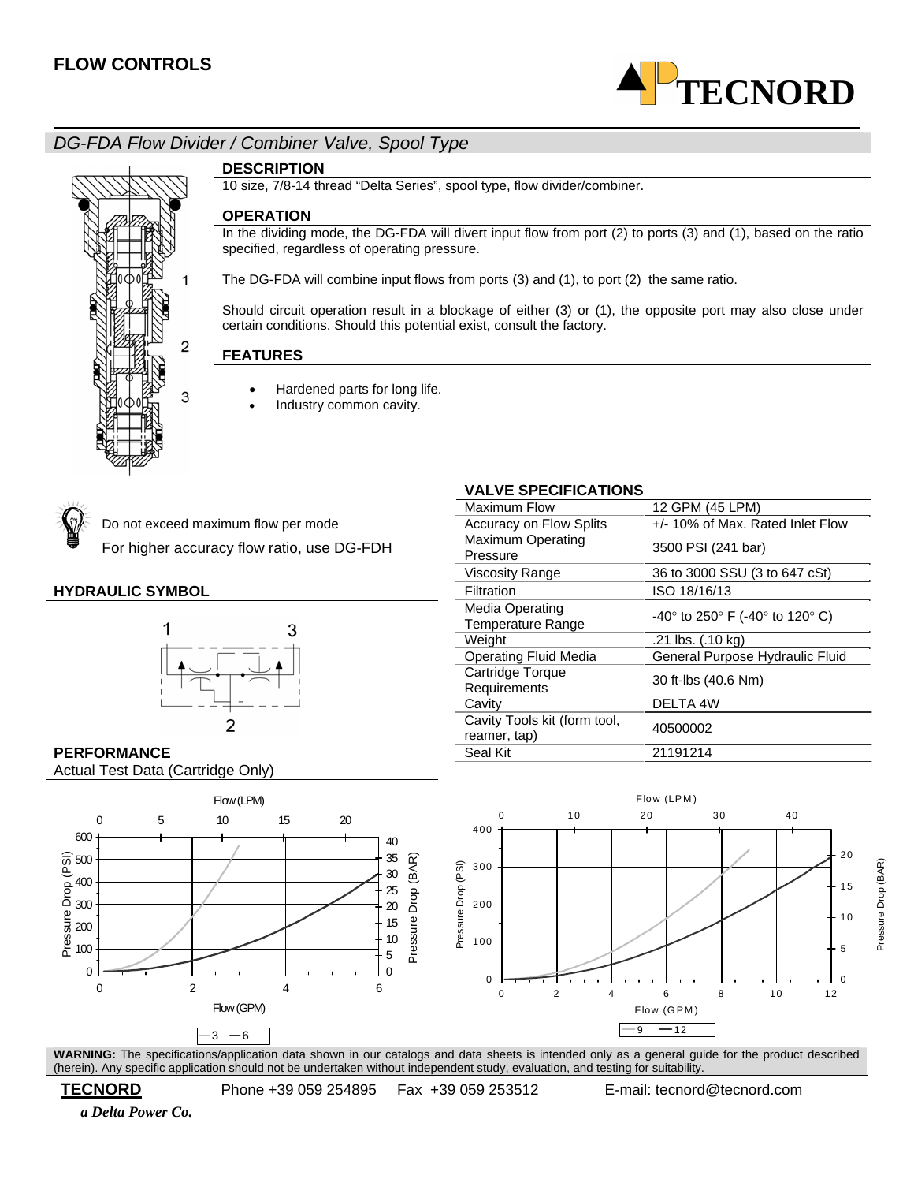## FLOW CONTROLS

# DG-FDA Flow Divider / Combiner Valve, Spool Type

### DESCRIPTION

10 size, 7/8-14 thread "Delta Series", spool type, flow divider/combiner.

### OPERATION

In the dividing mode, the DG-FDA will divert input flow from port (2) to ports (3) and (1), based on the ratio specified, regardless of operating pressure.

The DG-FDA will combine input flows from ports (3) and (1), to port (2) the same ratio.

Should circuit operation result in a blockage of either (3) or (1), the opposite port may also close under certain conditions. Should this potential exist, consult the factory.

### FEATURES

- Hardened parts for long life.
- Industry common cavity.

Do not exceed maximum flow per mode

For higher accuracy flow ratio, use DG-FDH

### HYDRAULIC SYMBOL

### VALVE SPECIFICATIONS

| | |
|---|---|
| Maximum Flow | 12 GPM (45 LPM) |
| Accuracy on Flow Splits | +/- 10% of Max. Rated Inlet Flow |
| Maximum Operating Pressure | 3500 PSI (241 bar) |
| Viscosity Range | 36 to 3000 SSU (3 to 647 cSt) |
| Filtration | ISO 18/16/13 |
| Media Operating Temperature Range | -40° to 250° F (-40° to 120° C) |
| Weight | .21 lbs. (.10 kg) |
| Operating Fluid Media | General Purpose Hydraulic Fluid |
| Cartridge Torque Requirements | 30 ft-lbs (40.6 Nm) |
| Cavity | DELTA 4W |
| Cavity Tools kit (form tool, reamer, tap) | 40500002 |
| Seal Kit | 21191214 |

### PERFORMANCE

Actual Test Data (Cartridge Only)

**WARNING:** The specifications/application data shown in our catalogs and data sheets is intended only as a general guide for the product described (herein). Any specific application should not be undertaken without independent study, evaluation, and testing for suitability.

**TECNORD** Phone +39 059 254895 Fax +39 059 253512 E-mail: tecnord@tecnord.com

*a Delta Power Co.*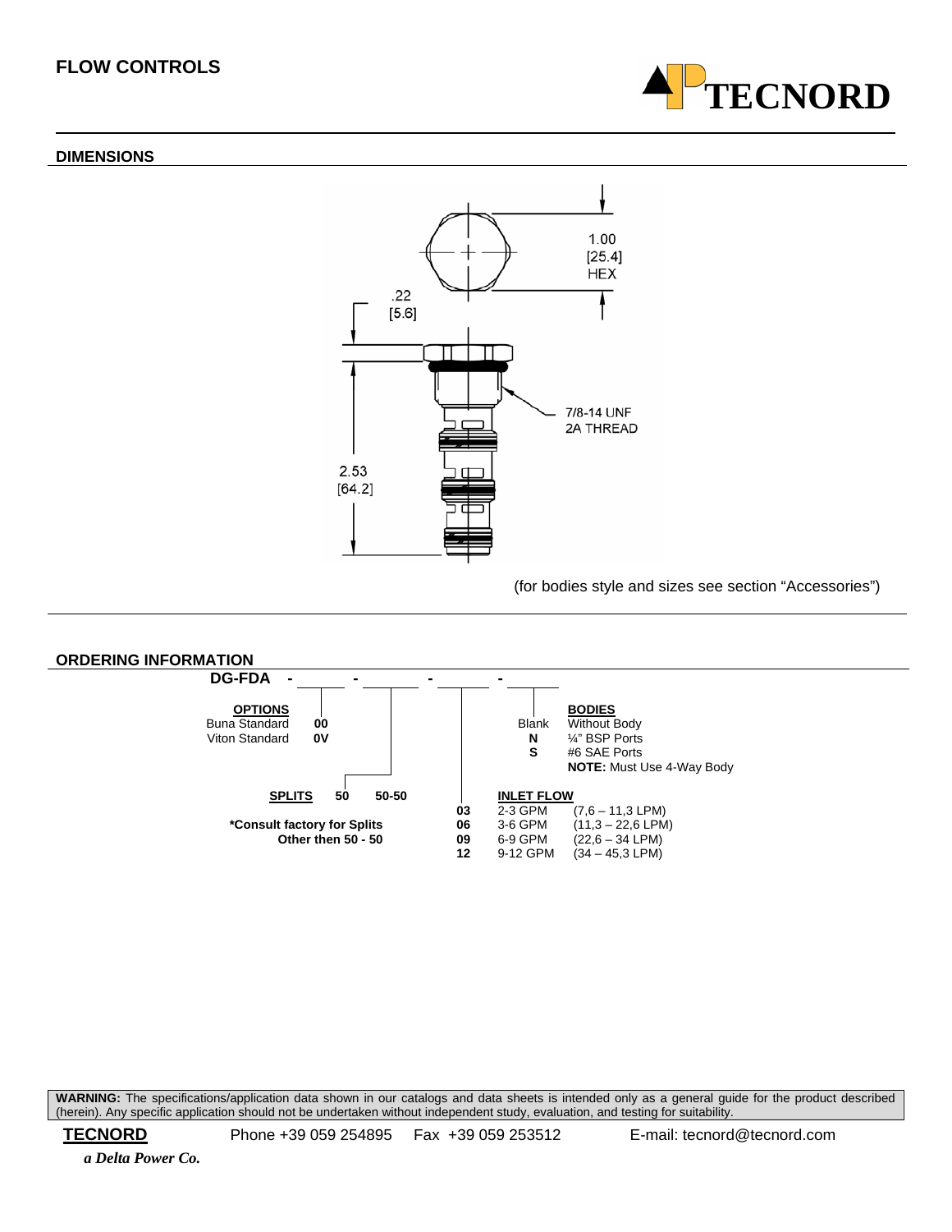## FLOW CONTROLS

### DIMENSIONS

1.00
[25.4]
HEX

.22
[5.6]

7/8-14 UNF
2A THREAD

2.53
[64.2]

(for bodies style and sizes see section "Accessories")

### ORDERING INFORMATION

**DG-FDA - \_\_\_\_\_ - \_\_\_\_\_ - \_\_\_\_\_ - \_\_\_\_\_**

**OPTIONS**

| | |
|---|---|
| Buna Standard | **00** |
| Viton Standard | **0V** |

**SPLITS** **50** **50-50**

***Consult factory for Splits Other then 50 - 50**

**INLET FLOW**

| | | |
|---|---|---|
| **03** | 2-3 GPM | (7,6 – 11,3 LPM) |
| **06** | 3-6 GPM | (11,3 – 22,6 LPM) |
| **09** | 6-9 GPM | (22,6 – 34 LPM) |
| **12** | 9-12 GPM | (34 – 45,3 LPM) |

**BODIES**

| | |
|---|---|
| Blank | Without Body |
| **N** | ¼" BSP Ports |
| **S** | #6 SAE Ports |

**NOTE:** Must Use 4-Way Body

**WARNING:** The specifications/application data shown in our catalogs and data sheets is intended only as a general guide for the product described (herein). Any specific application should not be undertaken without independent study, evaluation, and testing for suitability.

**TECNORD** Phone +39 059 254895 Fax +39 059 253512 E-mail: tecnord@tecnord.com

*a Delta Power Co.*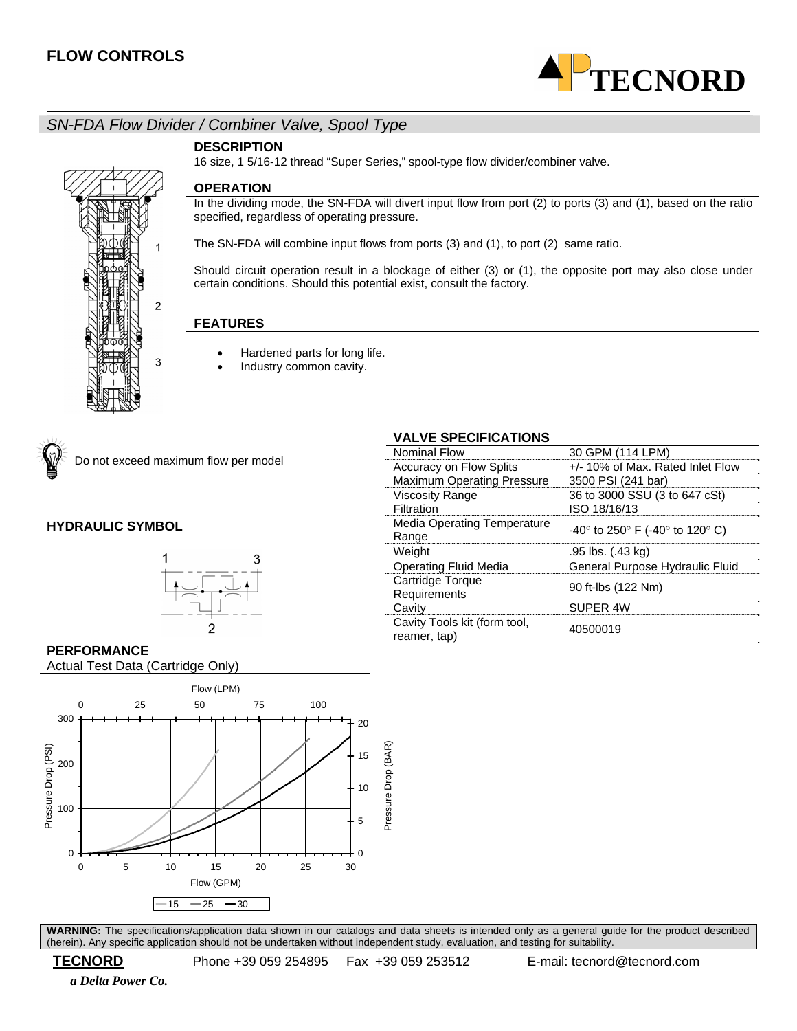## FLOW CONTROLS

### SN-FDA Flow Divider / Combiner Valve, Spool Type

#### DESCRIPTION

16 size, 1 5/16-12 thread "Super Series," spool-type flow divider/combiner valve.

#### OPERATION

In the dividing mode, the SN-FDA will divert input flow from port (2) to ports (3) and (1), based on the ratio specified, regardless of operating pressure.

The SN-FDA will combine input flows from ports (3) and (1), to port (2) same ratio.

Should circuit operation result in a blockage of either (3) or (1), the opposite port may also close under certain conditions. Should this potential exist, consult the factory.

#### FEATURES

- Hardened parts for long life.
- Industry common cavity.

Do not exceed maximum flow per model

#### HYDRAULIC SYMBOL

#### VALVE SPECIFICATIONS

| | |
|---|---|
| Nominal Flow | 30 GPM (114 LPM) |
| Accuracy on Flow Splits | +/- 10% of Max. Rated Inlet Flow |
| Maximum Operating Pressure | 3500 PSI (241 bar) |
| Viscosity Range | 36 to 3000 SSU (3 to 647 cSt) |
| Filtration | ISO 18/16/13 |
| Media Operating Temperature Range | -40° to 250° F (-40° to 120° C) |
| Weight | .95 lbs. (.43 kg) |
| Operating Fluid Media | General Purpose Hydraulic Fluid |
| Cartridge Torque Requirements | 90 ft-lbs (122 Nm) |
| Cavity | SUPER 4W |
| Cavity Tools kit (form tool, reamer, tap) | 40500019 |

#### PERFORMANCE

Actual Test Data (Cartridge Only)

**WARNING:** The specifications/application data shown in our catalogs and data sheets is intended only as a general guide for the product described (herein). Any specific application should not be undertaken without independent study, evaluation, and testing for suitability.

**TECNORD** Phone +39 059 254895 Fax +39 059 253512 E-mail: tecnord@tecnord.com

*a Delta Power Co.*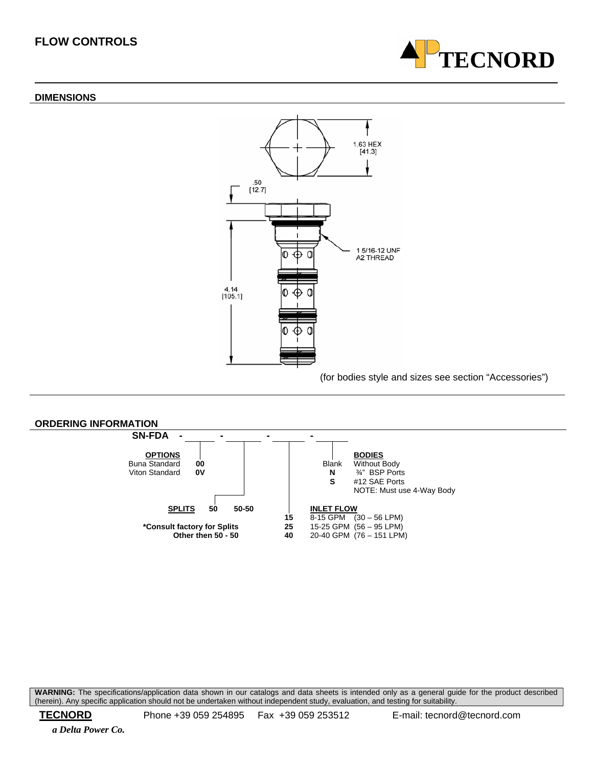## FLOW CONTROLS

### DIMENSIONS

1.63 HEX
[41.3]

.50
[12.7]

1 5/16-12 UNF
A2 THREAD

4.14
[105.1]

(for bodies style and sizes see section "Accessories")

### ORDERING INFORMATION

**SN-FDA** - ______ - ______ - ______ - ______

**OPTIONS**

| | |
|---|---|
| Buna Standard | **00** |
| Viton Standard | **0V** |

**SPLITS** **50** **50-50**

***Consult factory for Splits Other then 50 - 50**

**INLET FLOW**

| | |
|---|---|
| **15** | 8-15 GPM (30 – 56 LPM) |
| **25** | 15-25 GPM (56 – 95 LPM) |
| **40** | 20-40 GPM (76 – 151 LPM) |

**BODIES**

| | |
|---|---|
| Blank | Without Body |
| **N** | ¾" BSP Ports |
| **S** | #12 SAE Ports |
| | NOTE: Must use 4-Way Body |

**WARNING:** The specifications/application data shown in our catalogs and data sheets is intended only as a general guide for the product described (herein). Any specific application should not be undertaken without independent study, evaluation, and testing for suitability.

**TECNORD** Phone +39 059 254895 Fax +39 059 253512 E-mail: tecnord@tecnord.com

*a Delta Power Co.*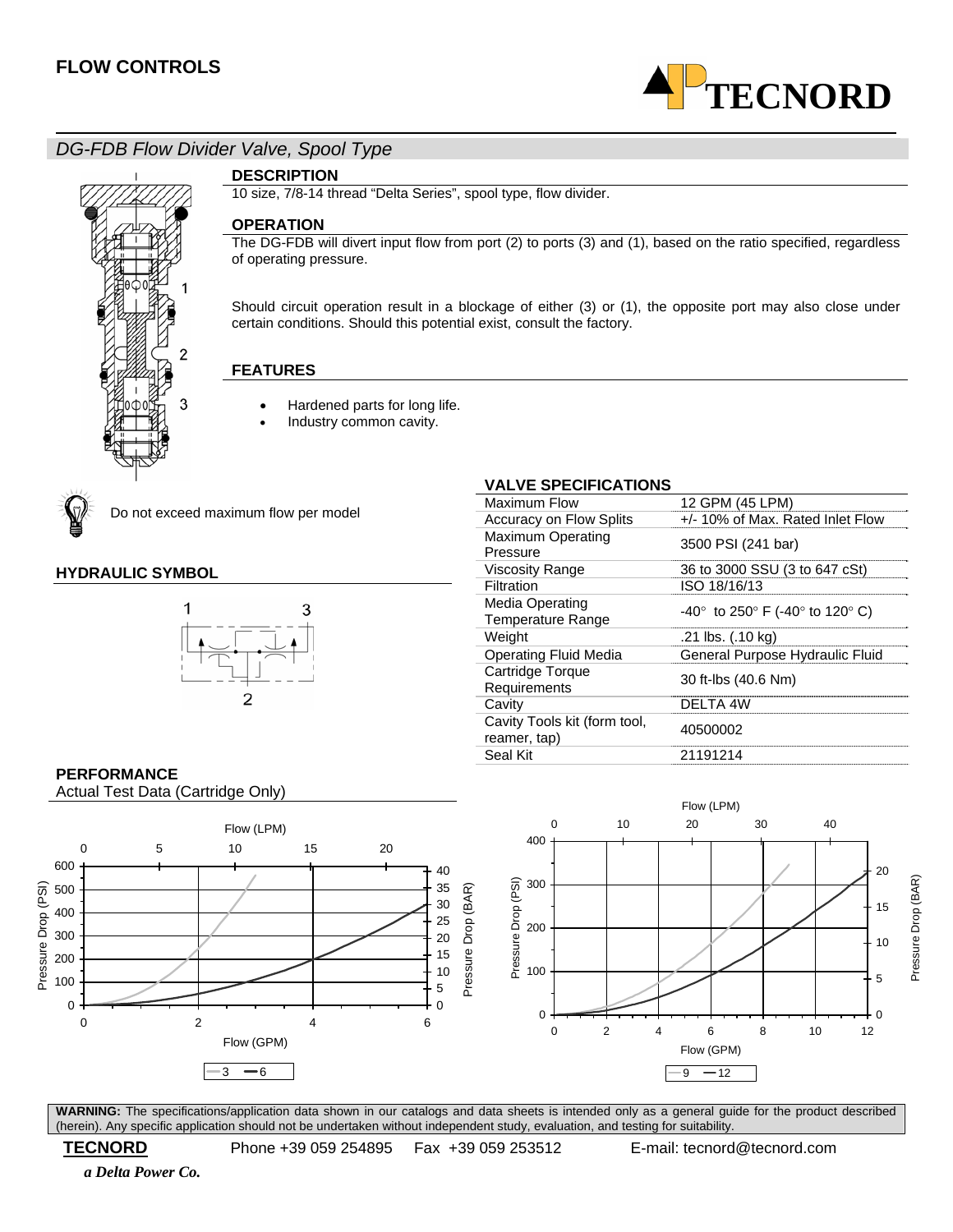# FLOW CONTROLS

## DG-FDB Flow Divider Valve, Spool Type

### DESCRIPTION

10 size, 7/8-14 thread “Delta Series”, spool type, flow divider.

### OPERATION

The DG-FDB will divert input flow from port (2) to ports (3) and (1), based on the ratio specified, regardless of operating pressure.

Should circuit operation result in a blockage of either (3) or (1), the opposite port may also close under certain conditions. Should this potential exist, consult the factory.

### FEATURES

- Hardened parts for long life.
- Industry common cavity.

Do not exceed maximum flow per model

### HYDRAULIC SYMBOL

### VALVE SPECIFICATIONS

| | |
|---|---|
| Maximum Flow | 12 GPM (45 LPM) |
| Accuracy on Flow Splits | +/- 10% of Max. Rated Inlet Flow |
| Maximum Operating Pressure | 3500 PSI (241 bar) |
| Viscosity Range | 36 to 3000 SSU (3 to 647 cSt) |
| Filtration | ISO 18/16/13 |
| Media Operating Temperature Range | -40° to 250° F (-40° to 120° C) |
| Weight | .21 lbs. (.10 kg) |
| Operating Fluid Media | General Purpose Hydraulic Fluid |
| Cartridge Torque Requirements | 30 ft-lbs (40.6 Nm) |
| Cavity | DELTA 4W |
| Cavity Tools kit (form tool, reamer, tap) | 40500002 |
| Seal Kit | 21191214 |

### PERFORMANCE

Actual Test Data (Cartridge Only)

**WARNING:** The specifications/application data shown in our catalogs and data sheets is intended only as a general guide for the product described (herein). Any specific application should not be undertaken without independent study, evaluation, and testing for suitability.

**TECNORD** Phone +39 059 254895 Fax +39 059 253512 E-mail: tecnord@tecnord.com

*a Delta Power Co.*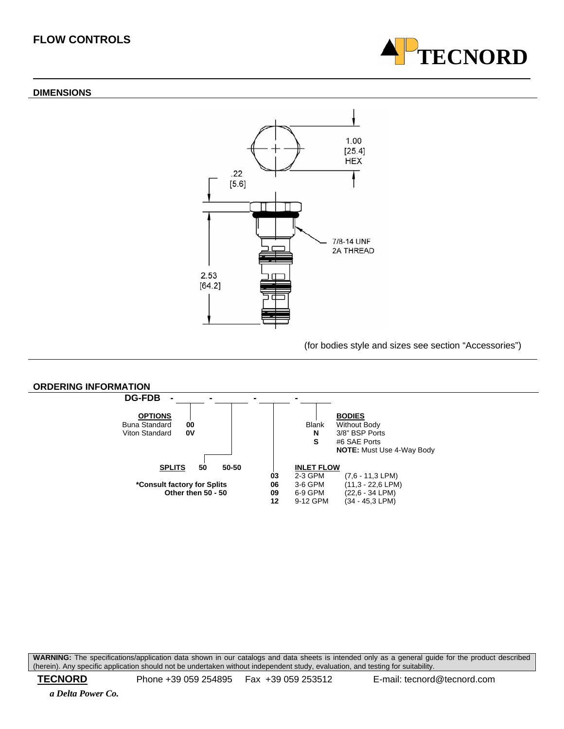## FLOW CONTROLS

### DIMENSIONS

1.00
[25.4]
HEX

.22
[5.6]

7/8-14 UNF
2A THREAD

2.53
[64.2]

(for bodies style and sizes see section "Accessories")

### ORDERING INFORMATION

**DG-FDB - ____ - ____ - ____ - ____**

**OPTIONS**

| | |
|---|---|
| Buna Standard | **00** |
| Viton Standard | **0V** |

**SPLITS** **50** **50-50**

***Consult factory for Splits Other then 50 - 50**

**BODIES**

| | |
|---|---|
| Blank | Without Body |
| **N** | 3/8" BSP Ports |
| **S** | #6 SAE Ports |
| | **NOTE:** Must Use 4-Way Body |

**INLET FLOW**

| | | |
|---|---|---|
| **03** | 2-3 GPM | (7,6 - 11,3 LPM) |
| **06** | 3-6 GPM | (11,3 - 22,6 LPM) |
| **09** | 6-9 GPM | (22,6 - 34 LPM) |
| **12** | 9-12 GPM | (34 - 45,3 LPM) |

**WARNING:** The specifications/application data shown in our catalogs and data sheets is intended only as a general guide for the product described (herein). Any specific application should not be undertaken without independent study, evaluation, and testing for suitability.

**TECNORD** Phone +39 059 254895 Fax +39 059 253512 E-mail: tecnord@tecnord.com

*a Delta Power Co.*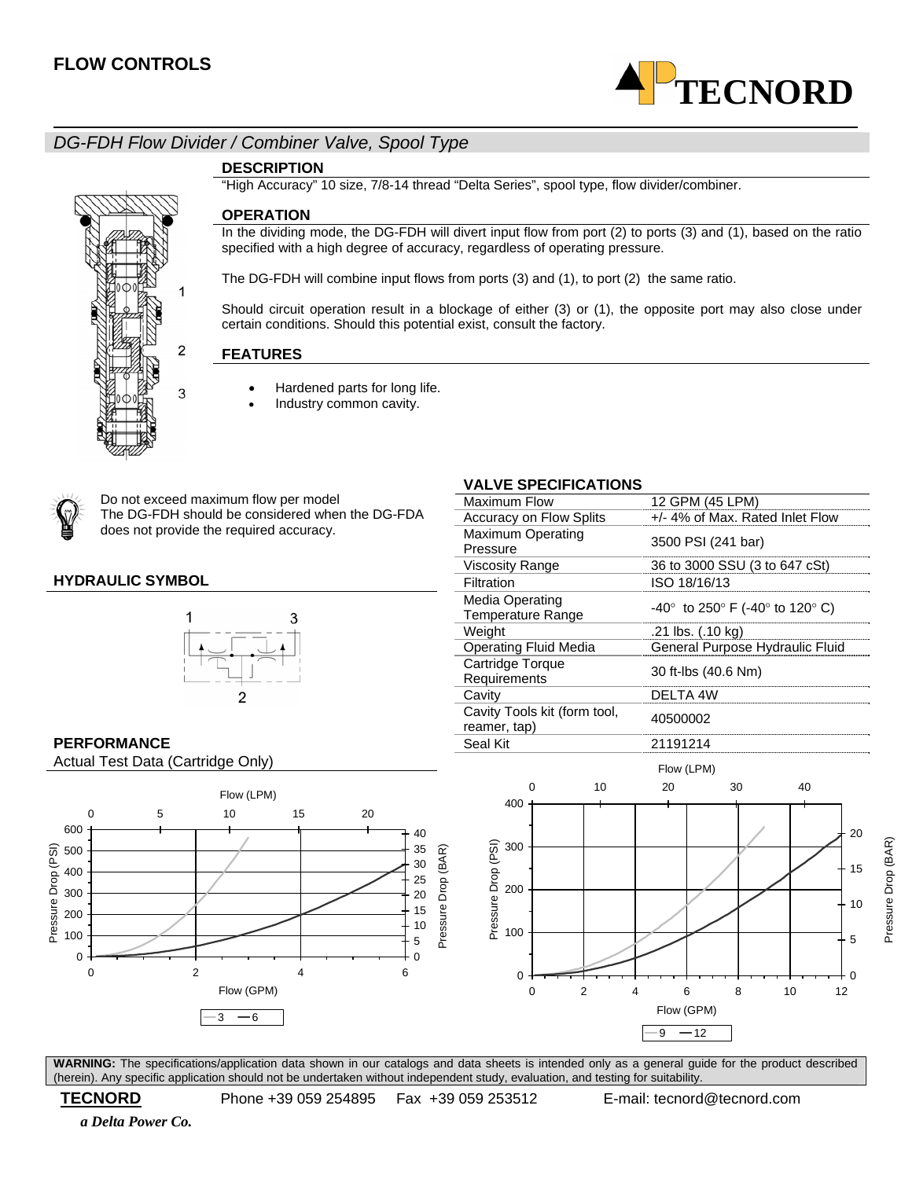## FLOW CONTROLS

# DG-FDH Flow Divider / Combiner Valve, Spool Type

### DESCRIPTION

"High Accuracy" 10 size, 7/8-14 thread "Delta Series", spool type, flow divider/combiner.

### OPERATION

In the dividing mode, the DG-FDH will divert input flow from port (2) to ports (3) and (1), based on the ratio specified with a high degree of accuracy, regardless of operating pressure.

The DG-FDH will combine input flows from ports (3) and (1), to port (2) the same ratio.

Should circuit operation result in a blockage of either (3) or (1), the opposite port may also close under certain conditions. Should this potential exist, consult the factory.

### FEATURES

- Hardened parts for long life.
- Industry common cavity.

Do not exceed maximum flow per model
The DG-FDH should be considered when the DG-FDA does not provide the required accuracy.

### HYDRAULIC SYMBOL

### VALVE SPECIFICATIONS

| | |
|---|---|
| Maximum Flow | 12 GPM (45 LPM) |
| Accuracy on Flow Splits | +/- 4% of Max. Rated Inlet Flow |
| Maximum Operating Pressure | 3500 PSI (241 bar) |
| Viscosity Range | 36 to 3000 SSU (3 to 647 cSt) |
| Filtration | ISO 18/16/13 |
| Media Operating Temperature Range | -40° to 250° F (-40° to 120° C) |
| Weight | .21 lbs. (.10 kg) |
| Operating Fluid Media | General Purpose Hydraulic Fluid |
| Cartridge Torque Requirements | 30 ft-lbs (40.6 Nm) |
| Cavity | DELTA 4W |
| Cavity Tools kit (form tool, reamer, tap) | 40500002 |
| Seal Kit | 21191214 |

### PERFORMANCE

Actual Test Data (Cartridge Only)

**WARNING:** The specifications/application data shown in our catalogs and data sheets is intended only as a general guide for the product described (herein). Any specific application should not be undertaken without independent study, evaluation, and testing for suitability.

**TECNORD** Phone +39 059 254895 Fax +39 059 253512 E-mail: tecnord@tecnord.com

*a Delta Power Co.*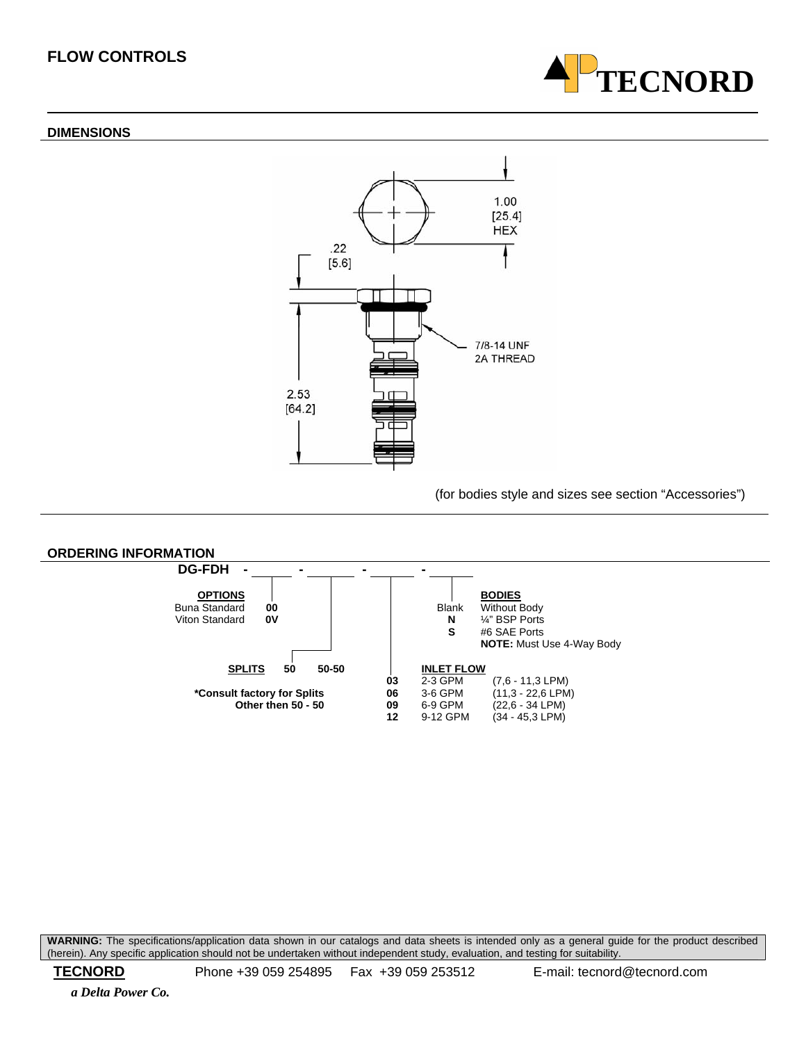## FLOW CONTROLS

### DIMENSIONS

1.00 [25.4] HEX

.22 [5.6]

7/8-14 UNF 2A THREAD

2.53 [64.2]

(for bodies style and sizes see section "Accessories")

### ORDERING INFORMATION

**DG-FDH - ______ - ______ - ______ - ______**

**OPTIONS**

| | |
|---|---|
| Buna Standard | **00** |
| Viton Standard | **0V** |

**SPLITS** **50** **50-50**

***Consult factory for Splits Other then 50 - 50**

**INLET FLOW**

| | | |
|---|---|---|
| **03** | 2-3 GPM | (7,6 - 11,3 LPM) |
| **06** | 3-6 GPM | (11,3 - 22,6 LPM) |
| **09** | 6-9 GPM | (22,6 - 34 LPM) |
| **12** | 9-12 GPM | (34 - 45,3 LPM) |

**BODIES**

| | |
|---|---|
| Blank | Without Body |
| **N** | ¼" BSP Ports |
| **S** | #6 SAE Ports |

**NOTE:** Must Use 4-Way Body

**WARNING:** The specifications/application data shown in our catalogs and data sheets is intended only as a general guide for the product described (herein). Any specific application should not be undertaken without independent study, evaluation, and testing for suitability.

**TECNORD** Phone +39 059 254895 Fax +39 059 253512 E-mail: tecnord@tecnord.com

*a Delta Power Co.*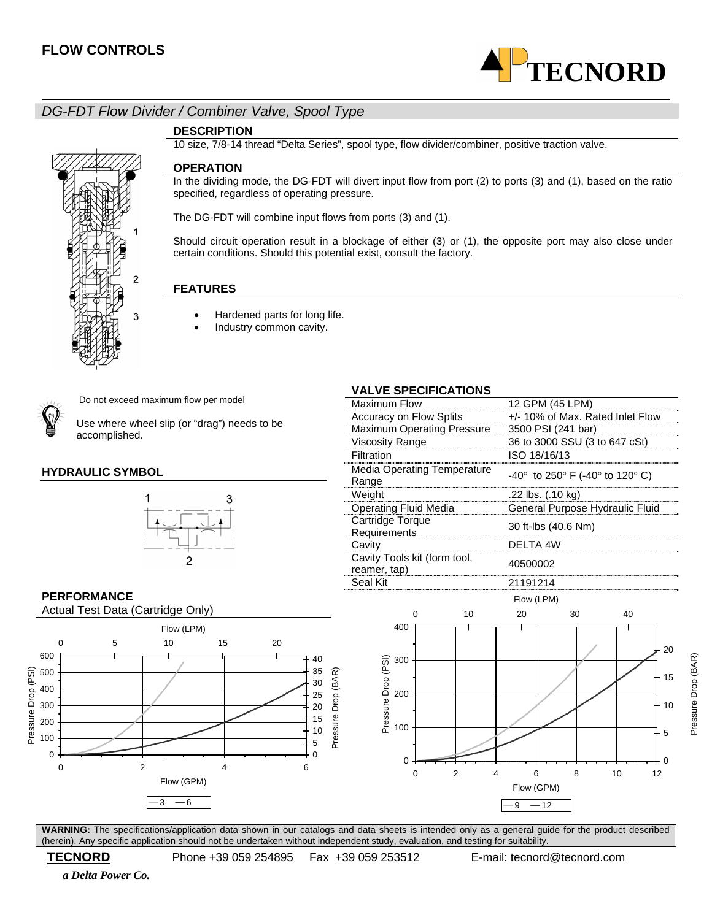# FLOW CONTROLS

## DG-FDT Flow Divider / Combiner Valve, Spool Type

### DESCRIPTION

10 size, 7/8-14 thread "Delta Series", spool type, flow divider/combiner, positive traction valve.

### OPERATION

In the dividing mode, the DG-FDT will divert input flow from port (2) to ports (3) and (1), based on the ratio specified, regardless of operating pressure.

The DG-FDT will combine input flows from ports (3) and (1).

Should circuit operation result in a blockage of either (3) or (1), the opposite port may also close under certain conditions. Should this potential exist, consult the factory.

### FEATURES

- Hardened parts for long life.
- Industry common cavity.

Do not exceed maximum flow per model

Use where wheel slip (or "drag") needs to be accomplished.

### HYDRAULIC SYMBOL

### VALVE SPECIFICATIONS

| | |
|---|---|
| Maximum Flow | 12 GPM (45 LPM) |
| Accuracy on Flow Splits | +/- 10% of Max. Rated Inlet Flow |
| Maximum Operating Pressure | 3500 PSI (241 bar) |
| Viscosity Range | 36 to 3000 SSU (3 to 647 cSt) |
| Filtration | ISO 18/16/13 |
| Media Operating Temperature Range | -40° to 250° F (-40° to 120° C) |
| Weight | .22 lbs. (.10 kg) |
| Operating Fluid Media | General Purpose Hydraulic Fluid |
| Cartridge Torque Requirements | 30 ft-lbs (40.6 Nm) |
| Cavity | DELTA 4W |
| Cavity Tools kit (form tool, reamer, tap) | 40500002 |
| Seal Kit | 21191214 |

### PERFORMANCE

Actual Test Data (Cartridge Only)

**WARNING:** The specifications/application data shown in our catalogs and data sheets is intended only as a general guide for the product described (herein). Any specific application should not be undertaken without independent study, evaluation, and testing for suitability.

**TECNORD** Phone +39 059 254895 Fax +39 059 253512 E-mail: tecnord@tecnord.com

*a Delta Power Co.*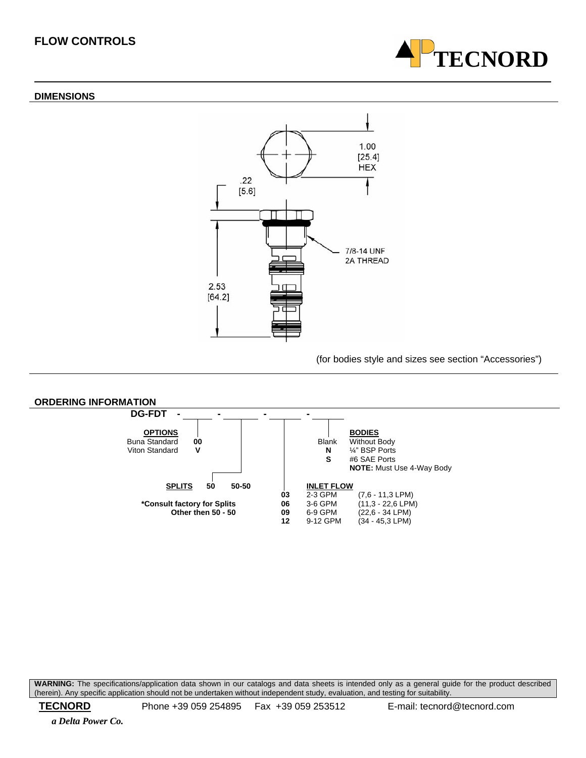## FLOW CONTROLS

### DIMENSIONS

1.00
[25.4]
HEX

.22
[5.6]

7/8-14 UNF
2A THREAD

2.53
[64.2]

(for bodies style and sizes see section "Accessories")

### ORDERING INFORMATION

**DG-FDT - \_\_\_\_ - \_\_\_\_ - \_\_\_\_ - \_\_\_\_**

**OPTIONS**

| | |
|---|---|
| Buna Standard | **00** |
| Viton Standard | **V** |

**BODIES**

| | |
|---|---|
| Blank | Without Body |
| **N** | ¼" BSP Ports |
| **S** | #6 SAE Ports |

**NOTE:** Must Use 4-Way Body

**SPLITS** **50** **50-50**

**\*Consult factory for Splits Other then 50 - 50**

**INLET FLOW**

| | | |
|---|---|---|
| **03** | 2-3 GPM | (7,6 - 11,3 LPM) |
| **06** | 3-6 GPM | (11,3 - 22,6 LPM) |
| **09** | 6-9 GPM | (22,6 - 34 LPM) |
| **12** | 9-12 GPM | (34 - 45,3 LPM) |

**WARNING:** The specifications/application data shown in our catalogs and data sheets is intended only as a general guide for the product described (herein). Any specific application should not be undertaken without independent study, evaluation, and testing for suitability.

**TECNORD** Phone +39 059 254895 Fax +39 059 253512 E-mail: tecnord@tecnord.com

*a Delta Power Co.*